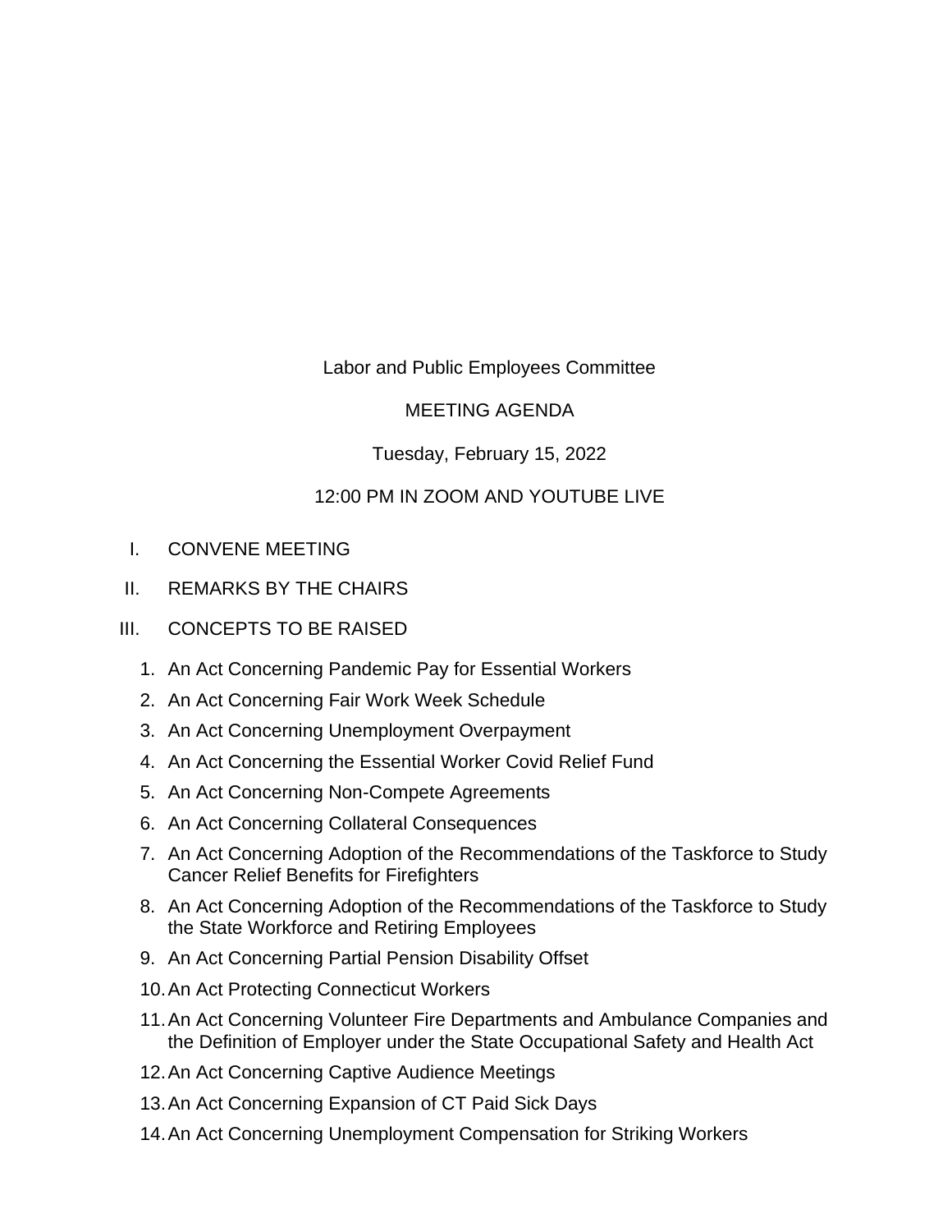# Labor and Public Employees Committee

## MEETING AGENDA

Tuesday, February 15, 2022

12:00 PM IN ZOOM AND YOUTUBE LIVE

I. CONVENE MEETING

II. REMARKS BY THE CHAIRS

III. CONCEPTS TO BE RAISED

1. An Act Concerning Pandemic Pay for Essential Workers
2. An Act Concerning Fair Work Week Schedule
3. An Act Concerning Unemployment Overpayment
4. An Act Concerning the Essential Worker Covid Relief Fund
5. An Act Concerning Non-Compete Agreements
6. An Act Concerning Collateral Consequences
7. An Act Concerning Adoption of the Recommendations of the Taskforce to Study Cancer Relief Benefits for Firefighters
8. An Act Concerning Adoption of the Recommendations of the Taskforce to Study the State Workforce and Retiring Employees
9. An Act Concerning Partial Pension Disability Offset
10. An Act Protecting Connecticut Workers
11. An Act Concerning Volunteer Fire Departments and Ambulance Companies and the Definition of Employer under the State Occupational Safety and Health Act
12. An Act Concerning Captive Audience Meetings
13. An Act Concerning Expansion of CT Paid Sick Days
14. An Act Concerning Unemployment Compensation for Striking Workers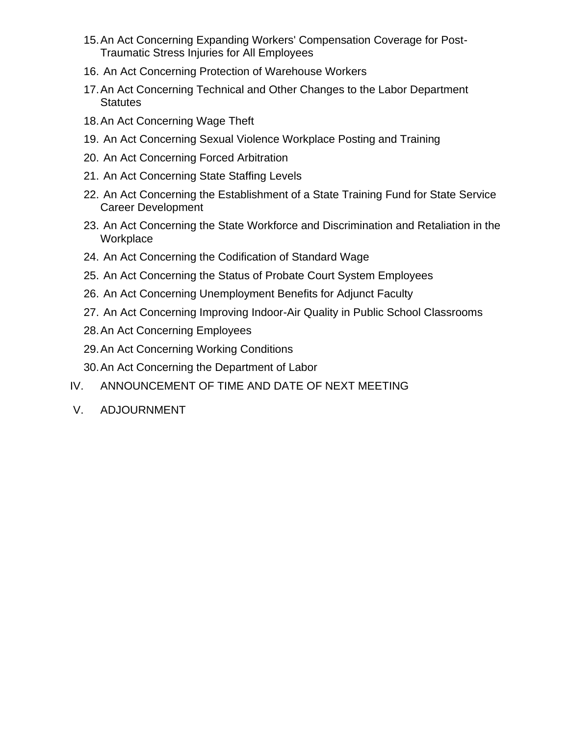15. An Act Concerning Expanding Workers' Compensation Coverage for Post-Traumatic Stress Injuries for All Employees
16. An Act Concerning Protection of Warehouse Workers
17. An Act Concerning Technical and Other Changes to the Labor Department Statutes
18. An Act Concerning Wage Theft
19. An Act Concerning Sexual Violence Workplace Posting and Training
20. An Act Concerning Forced Arbitration
21. An Act Concerning State Staffing Levels
22. An Act Concerning the Establishment of a State Training Fund for State Service Career Development
23. An Act Concerning the State Workforce and Discrimination and Retaliation in the Workplace
24. An Act Concerning the Codification of Standard Wage
25. An Act Concerning the Status of Probate Court System Employees
26. An Act Concerning Unemployment Benefits for Adjunct Faculty
27. An Act Concerning Improving Indoor-Air Quality in Public School Classrooms
28. An Act Concerning Employees
29. An Act Concerning Working Conditions
30. An Act Concerning the Department of Labor

IV. ANNOUNCEMENT OF TIME AND DATE OF NEXT MEETING

V. ADJOURNMENT